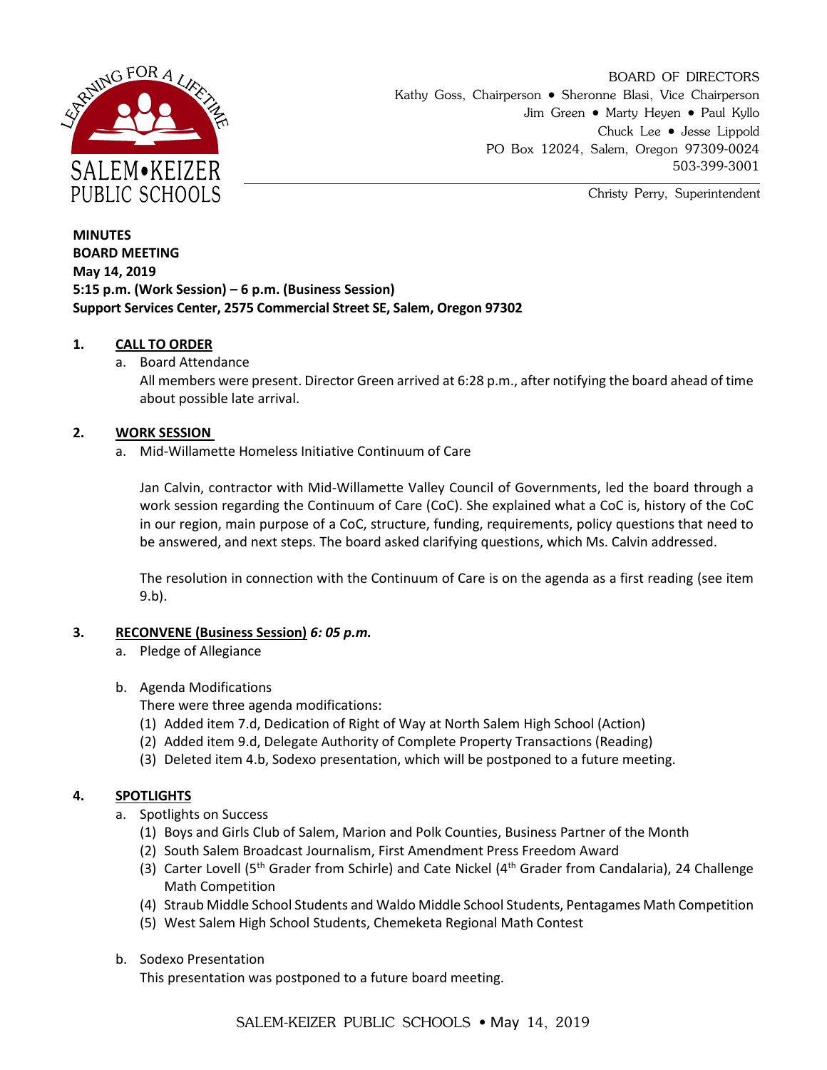SALEM•KEIZER PUBLIC SCHOOLS

LEARNING FOR A LIFETIME

BOARD OF DIRECTORS
Kathy Goss, Chairperson • Sheronne Blasi, Vice Chairperson
Jim Green • Marty Heyen • Paul Kyllo
Chuck Lee • Jesse Lippold
PO Box 12024, Salem, Oregon 97309-0024
503-399-3001

Christy Perry, Superintendent

**MINUTES**
**BOARD MEETING**
**May 14, 2019**
**5:15 p.m. (Work Session) – 6 p.m. (Business Session)**
**Support Services Center, 2575 Commercial Street SE, Salem, Oregon 97302**

## 1. CALL TO ORDER

a. Board Attendance

All members were present. Director Green arrived at 6:28 p.m., after notifying the board ahead of time about possible late arrival.

## 2. WORK SESSION

a. Mid-Willamette Homeless Initiative Continuum of Care

Jan Calvin, contractor with Mid-Willamette Valley Council of Governments, led the board through a work session regarding the Continuum of Care (CoC). She explained what a CoC is, history of the CoC in our region, main purpose of a CoC, structure, funding, requirements, policy questions that need to be answered, and next steps. The board asked clarifying questions, which Ms. Calvin addressed.

The resolution in connection with the Continuum of Care is on the agenda as a first reading (see item 9.b).

## 3. RECONVENE (Business Session) *6: 05 p.m.*

a. Pledge of Allegiance

b. Agenda Modifications

There were three agenda modifications:

(1) Added item 7.d, Dedication of Right of Way at North Salem High School (Action)
(2) Added item 9.d, Delegate Authority of Complete Property Transactions (Reading)
(3) Deleted item 4.b, Sodexo presentation, which will be postponed to a future meeting.

## 4. SPOTLIGHTS

a. Spotlights on Success

(1) Boys and Girls Club of Salem, Marion and Polk Counties, Business Partner of the Month
(2) South Salem Broadcast Journalism, First Amendment Press Freedom Award
(3) Carter Lovell (5th Grader from Schirle) and Cate Nickel (4th Grader from Candalaria), 24 Challenge Math Competition
(4) Straub Middle School Students and Waldo Middle School Students, Pentagames Math Competition
(5) West Salem High School Students, Chemeketa Regional Math Contest

b. Sodexo Presentation

This presentation was postponed to a future board meeting.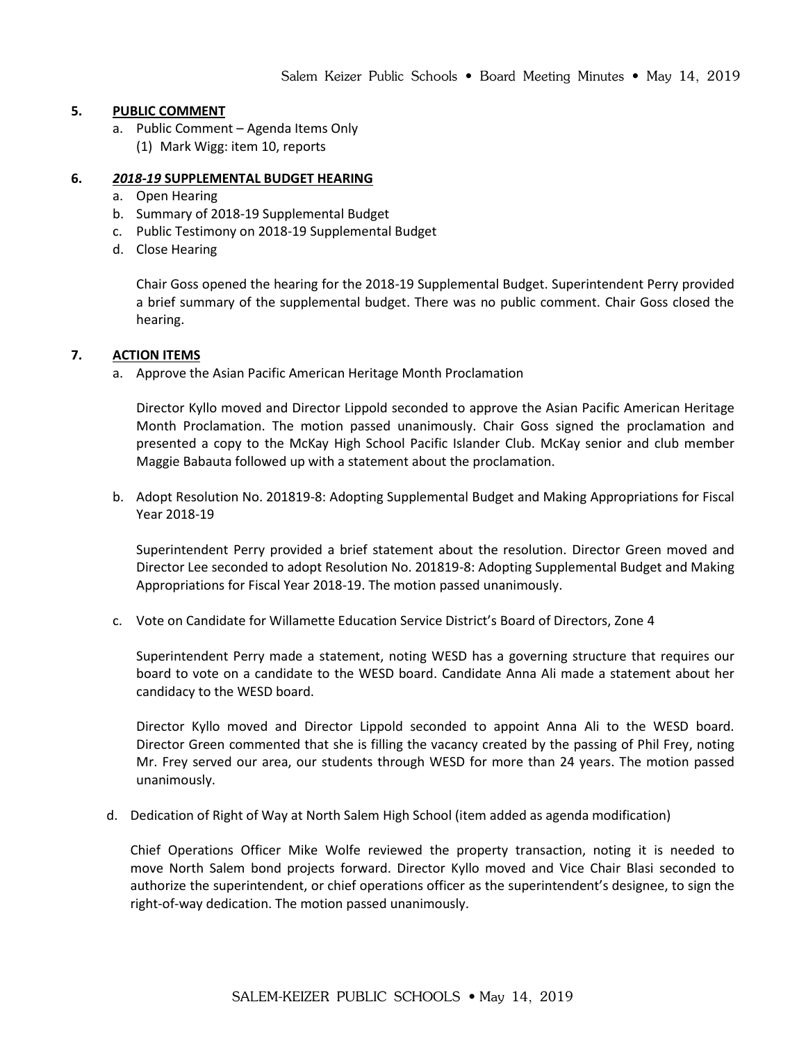**5. PUBLIC COMMENT**

a. Public Comment – Agenda Items Only
   (1) Mark Wigg: item 10, reports

**6. *2018-19* SUPPLEMENTAL BUDGET HEARING**

a. Open Hearing
b. Summary of 2018-19 Supplemental Budget
c. Public Testimony on 2018-19 Supplemental Budget
d. Close Hearing

Chair Goss opened the hearing for the 2018-19 Supplemental Budget. Superintendent Perry provided a brief summary of the supplemental budget. There was no public comment. Chair Goss closed the hearing.

**7. ACTION ITEMS**

a. Approve the Asian Pacific American Heritage Month Proclamation

Director Kyllo moved and Director Lippold seconded to approve the Asian Pacific American Heritage Month Proclamation. The motion passed unanimously. Chair Goss signed the proclamation and presented a copy to the McKay High School Pacific Islander Club. McKay senior and club member Maggie Babauta followed up with a statement about the proclamation.

b. Adopt Resolution No. 201819-8: Adopting Supplemental Budget and Making Appropriations for Fiscal Year 2018-19

Superintendent Perry provided a brief statement about the resolution. Director Green moved and Director Lee seconded to adopt Resolution No. 201819-8: Adopting Supplemental Budget and Making Appropriations for Fiscal Year 2018-19. The motion passed unanimously.

c. Vote on Candidate for Willamette Education Service District's Board of Directors, Zone 4

Superintendent Perry made a statement, noting WESD has a governing structure that requires our board to vote on a candidate to the WESD board. Candidate Anna Ali made a statement about her candidacy to the WESD board.

Director Kyllo moved and Director Lippold seconded to appoint Anna Ali to the WESD board. Director Green commented that she is filling the vacancy created by the passing of Phil Frey, noting Mr. Frey served our area, our students through WESD for more than 24 years. The motion passed unanimously.

d. Dedication of Right of Way at North Salem High School (item added as agenda modification)

Chief Operations Officer Mike Wolfe reviewed the property transaction, noting it is needed to move North Salem bond projects forward. Director Kyllo moved and Vice Chair Blasi seconded to authorize the superintendent, or chief operations officer as the superintendent's designee, to sign the right-of-way dedication. The motion passed unanimously.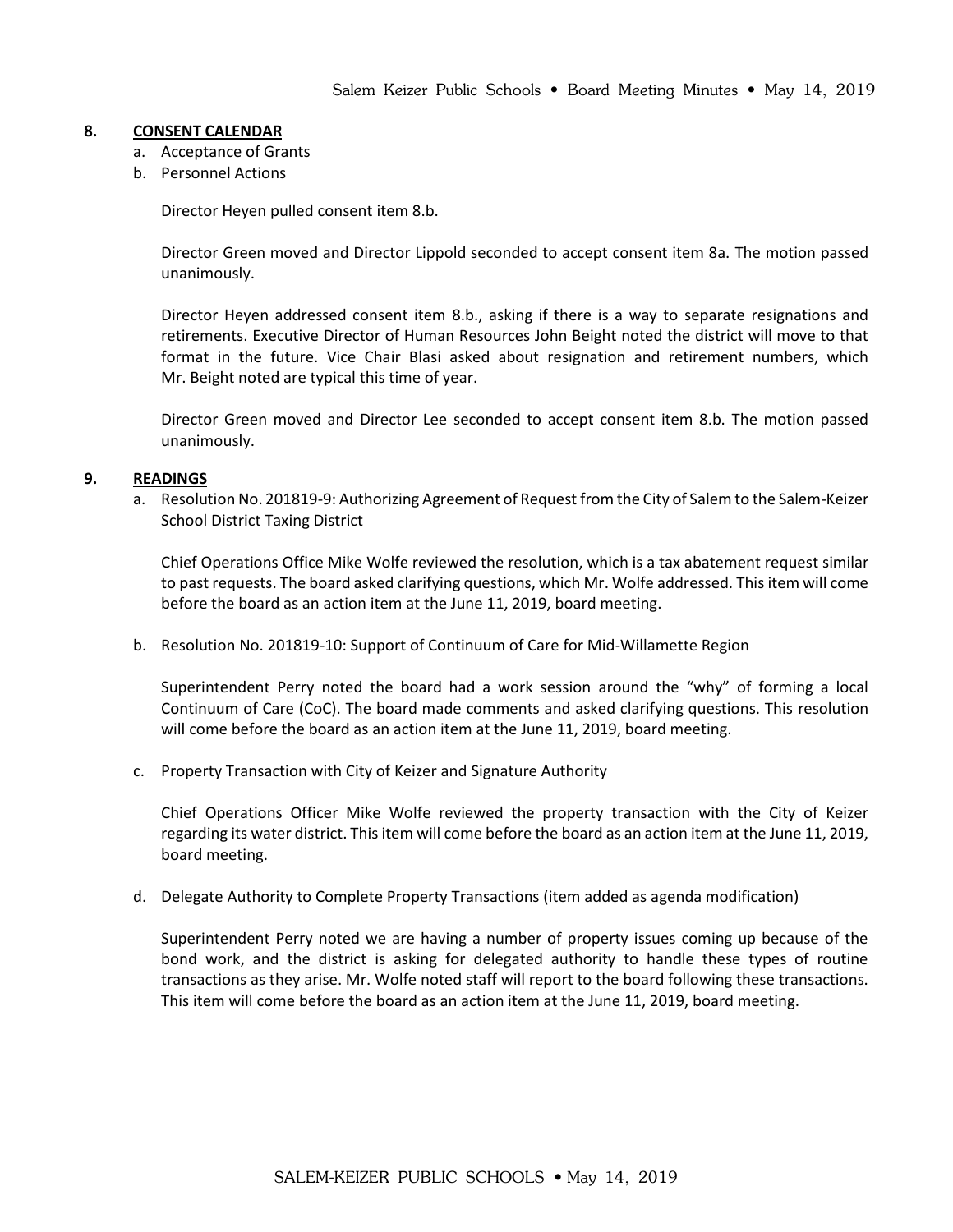**8. CONSENT CALENDAR**

a. Acceptance of Grants
b. Personnel Actions

Director Heyen pulled consent item 8.b.

Director Green moved and Director Lippold seconded to accept consent item 8a. The motion passed unanimously.

Director Heyen addressed consent item 8.b., asking if there is a way to separate resignations and retirements. Executive Director of Human Resources John Beight noted the district will move to that format in the future. Vice Chair Blasi asked about resignation and retirement numbers, which Mr. Beight noted are typical this time of year.

Director Green moved and Director Lee seconded to accept consent item 8.b. The motion passed unanimously.

**9. READINGS**

a. Resolution No. 201819-9: Authorizing Agreement of Request from the City of Salem to the Salem-Keizer School District Taxing District

Chief Operations Office Mike Wolfe reviewed the resolution, which is a tax abatement request similar to past requests. The board asked clarifying questions, which Mr. Wolfe addressed. This item will come before the board as an action item at the June 11, 2019, board meeting.

b. Resolution No. 201819-10: Support of Continuum of Care for Mid-Willamette Region

Superintendent Perry noted the board had a work session around the "why" of forming a local Continuum of Care (CoC). The board made comments and asked clarifying questions. This resolution will come before the board as an action item at the June 11, 2019, board meeting.

c. Property Transaction with City of Keizer and Signature Authority

Chief Operations Officer Mike Wolfe reviewed the property transaction with the City of Keizer regarding its water district. This item will come before the board as an action item at the June 11, 2019, board meeting.

d. Delegate Authority to Complete Property Transactions (item added as agenda modification)

Superintendent Perry noted we are having a number of property issues coming up because of the bond work, and the district is asking for delegated authority to handle these types of routine transactions as they arise. Mr. Wolfe noted staff will report to the board following these transactions. This item will come before the board as an action item at the June 11, 2019, board meeting.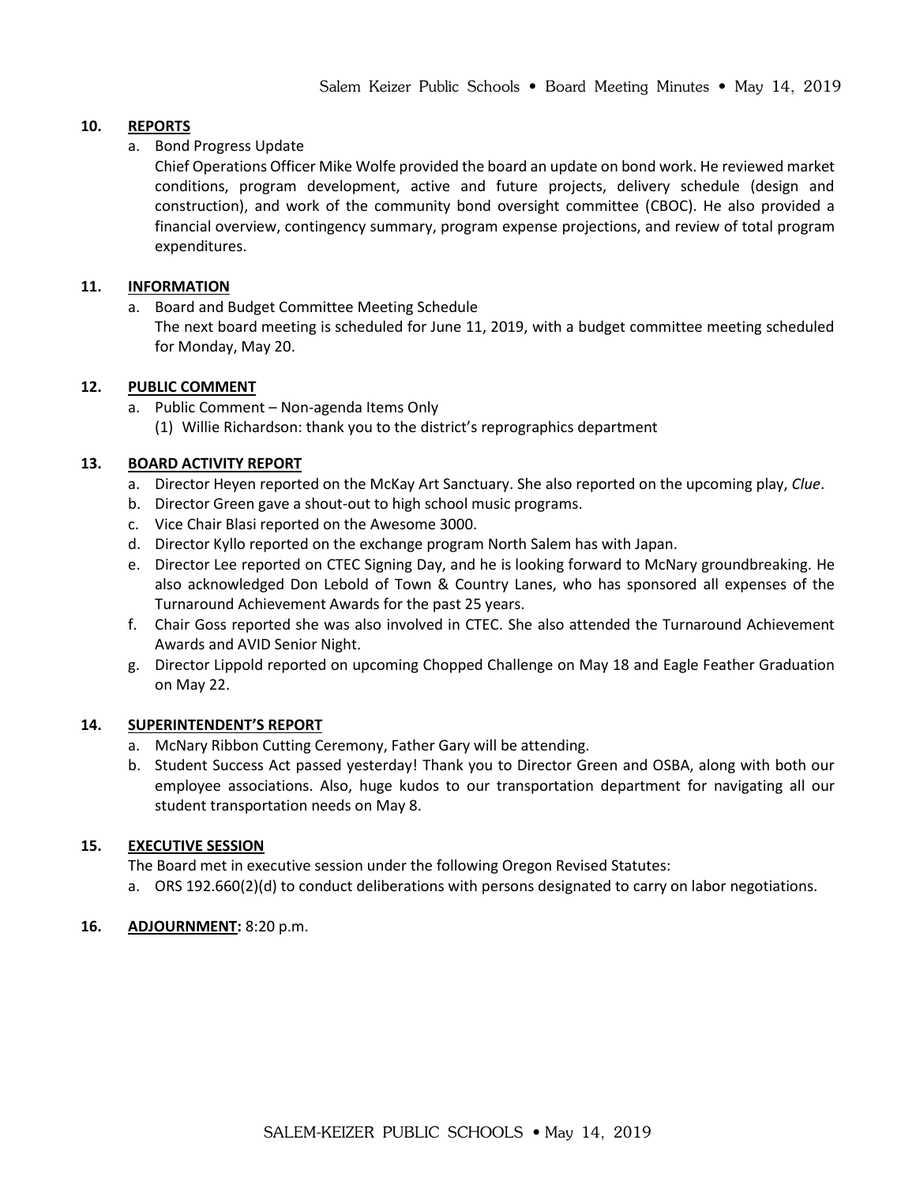**10. REPORTS**

a. Bond Progress Update

Chief Operations Officer Mike Wolfe provided the board an update on bond work. He reviewed market conditions, program development, active and future projects, delivery schedule (design and construction), and work of the community bond oversight committee (CBOC). He also provided a financial overview, contingency summary, program expense projections, and review of total program expenditures.

**11. INFORMATION**

a. Board and Budget Committee Meeting Schedule

The next board meeting is scheduled for June 11, 2019, with a budget committee meeting scheduled for Monday, May 20.

**12. PUBLIC COMMENT**

a. Public Comment – Non-agenda Items Only

(1) Willie Richardson: thank you to the district's reprographics department

**13. BOARD ACTIVITY REPORT**

a. Director Heyen reported on the McKay Art Sanctuary. She also reported on the upcoming play, *Clue*.

b. Director Green gave a shout-out to high school music programs.

c. Vice Chair Blasi reported on the Awesome 3000.

d. Director Kyllo reported on the exchange program North Salem has with Japan.

e. Director Lee reported on CTEC Signing Day, and he is looking forward to McNary groundbreaking. He also acknowledged Don Lebold of Town & Country Lanes, who has sponsored all expenses of the Turnaround Achievement Awards for the past 25 years.

f. Chair Goss reported she was also involved in CTEC. She also attended the Turnaround Achievement Awards and AVID Senior Night.

g. Director Lippold reported on upcoming Chopped Challenge on May 18 and Eagle Feather Graduation on May 22.

**14. SUPERINTENDENT'S REPORT**

a. McNary Ribbon Cutting Ceremony, Father Gary will be attending.

b. Student Success Act passed yesterday! Thank you to Director Green and OSBA, along with both our employee associations. Also, huge kudos to our transportation department for navigating all our student transportation needs on May 8.

**15. EXECUTIVE SESSION**

The Board met in executive session under the following Oregon Revised Statutes:

a. ORS 192.660(2)(d) to conduct deliberations with persons designated to carry on labor negotiations.

**16. ADJOURNMENT:** 8:20 p.m.